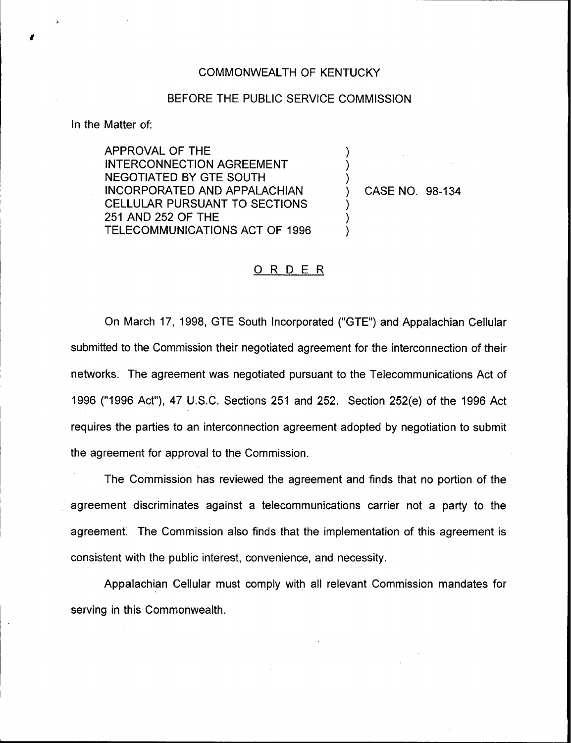COMMONWEALTH OF KENTUCKY

BEFORE THE PUBLIC SERVICE COMMISSION

In the Matter of:

APPROVAL OF THE INTERCONNECTION AGREEMENT NEGOTIATED BY GTE SOUTH INCORPORATED AND APPALACHIAN CELLULAR PURSUANT TO SECTIONS 251 AND 252 OF THE TELECOMMUNICATIONS ACT OF 1996 ) CASE NO. 98-134

# ORDER

On March 17, 1998, GTE South Incorporated ("GTE") and Appalachian Cellular submitted to the Commission their negotiated agreement for the interconnection of their networks. The agreement was negotiated pursuant to the Telecommunications Act of 1996 ("1996 Act"), 47 U.S.C. Sections 251 and 252. Section 252(e) of the 1996 Act requires the parties to an interconnection agreement adopted by negotiation to submit the agreement for approval to the Commission.

The Commission has reviewed the agreement and finds that no portion of the agreement discriminates against a telecommunications carrier not a party to the agreement. The Commission also finds that the implementation of this agreement is consistent with the public interest, convenience, and necessity.

Appalachian Cellular must comply with all relevant Commission mandates for serving in this Commonwealth.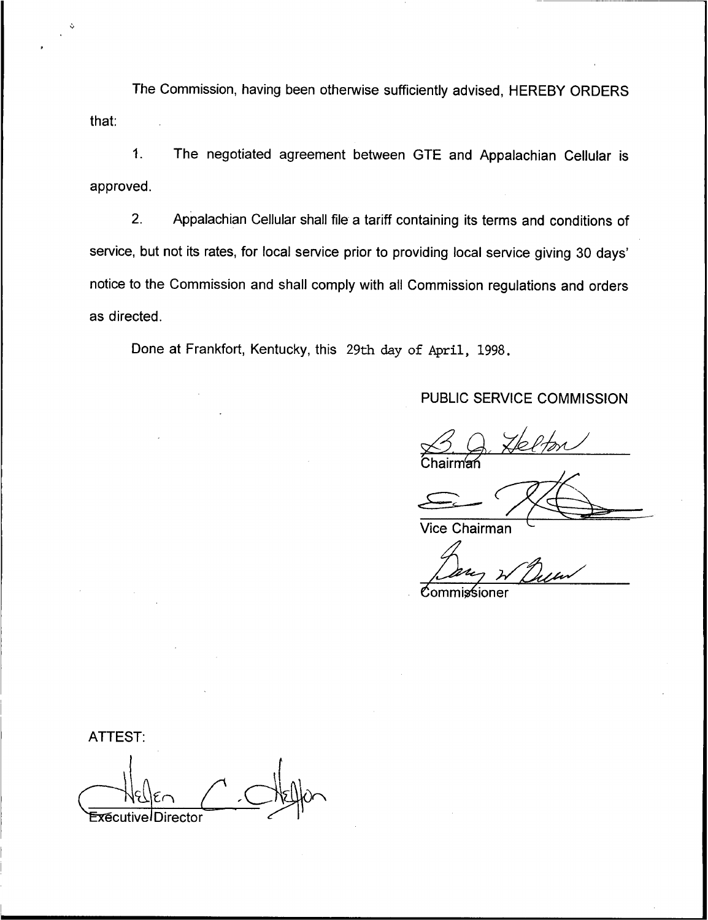The Commission, having been otherwise sufficiently advised, HEREBY ORDERS that:

1. The negotiated agreement between GTE and Appalachian Cellular is approved.

2. Appalachian Cellular shall file a tariff containing its terms and conditions of service, but not its rates, for local service prior to providing local service giving 30 days' notice to the Commission and shall comply with all Commission regulations and orders as directed.

Done at Frankfort, Kentucky, this 29th day of April, 1998.

PUBLIC SERVICE COMMISSION

Chairman

Vice Chairman

Commissioner

ATTEST:

Executive Director